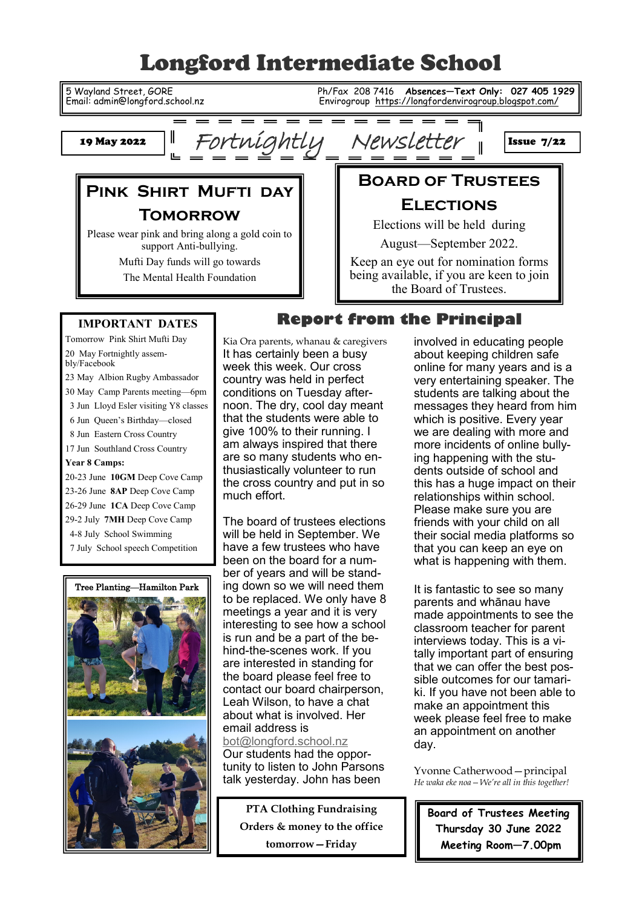# Longford Intermediate School

5 Wayland Street, GORE
Email: admin@longford.school.nz

Ph/Fax 208 7416 **Absences—Text Only: 027 405 1929**
Envirogroup https://longfordenvirogroup.blogspot.com/

**19 May 2022** — *Fortnightly Newsletter* — **Issue 7/22**

## Pink Shirt Mufti Day Tomorrow

Please wear pink and bring along a gold coin to support Anti-bullying.

Mufti Day funds will go towards The Mental Health Foundation

## Board of Trustees Elections

Elections will be held during August—September 2022.

Keep an eye out for nomination forms being available, if you are keen to join the Board of Trustees.

### IMPORTANT DATES

- Tomorrow Pink Shirt Mufti Day
- 20 May Fortnightly assembly/Facebook
- 23 May Albion Rugby Ambassador
- 30 May Camp Parents meeting—6pm
- 3 Jun Lloyd Esler visiting Y8 classes
- 6 Jun Queen's Birthday—closed
- 8 Jun Eastern Cross Country
- 17 Jun Southland Cross Country

**Year 8 Camps:**

- 20-23 June **10GM** Deep Cove Camp
- 23-26 June **8AP** Deep Cove Camp
- 26-29 June **1CA** Deep Cove Camp
- 29-2 July **7MH** Deep Cove Camp
- 4-8 July School Swimming
- 7 July School speech Competition

Tree Planting—Hamilton Park

## Report from the Principal

Kia Ora parents, whanau & caregivers

It has certainly been a busy week this week. Our cross country was held in perfect conditions on Tuesday afternoon. The dry, cool day meant that the students were able to give 100% to their running. I am always inspired that there are so many students who enthusiastically volunteer to run the cross country and put in so much effort.

The board of trustees elections will be held in September. We have a few trustees who have been on the board for a number of years and will be standing down so we will need them to be replaced. We only have 8 meetings a year and it is very interesting to see how a school is run and be a part of the behind-the-scenes work. If you are interested in standing for the board please feel free to contact our board chairperson, Leah Wilson, to have a chat about what is involved. Her email address is bot@longford.school.nz

Our students had the opportunity to listen to John Parsons talk yesterday. John has been involved in educating people about keeping children safe online for many years and is a very entertaining speaker. The students are talking about the messages they heard from him which is positive. Every year we are dealing with more and more incidents of online bullying happening with the students outside of school and this has a huge impact on their relationships within school. Please make sure you are friends with your child on all their social media platforms so that you can keep an eye on what is happening with them.

It is fantastic to see so many parents and whānau have made appointments to see the classroom teacher for parent interviews today. This is a vitally important part of ensuring that we can offer the best possible outcomes for our tamariki. If you have not been able to make an appointment this week please feel free to make an appointment on another day.

Yvonne Catherwood—principal
*He waka eke noa—We're all in this together!*

**PTA Clothing Fundraising**
**Orders & money to the office tomorrow—Friday**

**Board of Trustees Meeting**
**Thursday 30 June 2022**
**Meeting Room—7.00pm**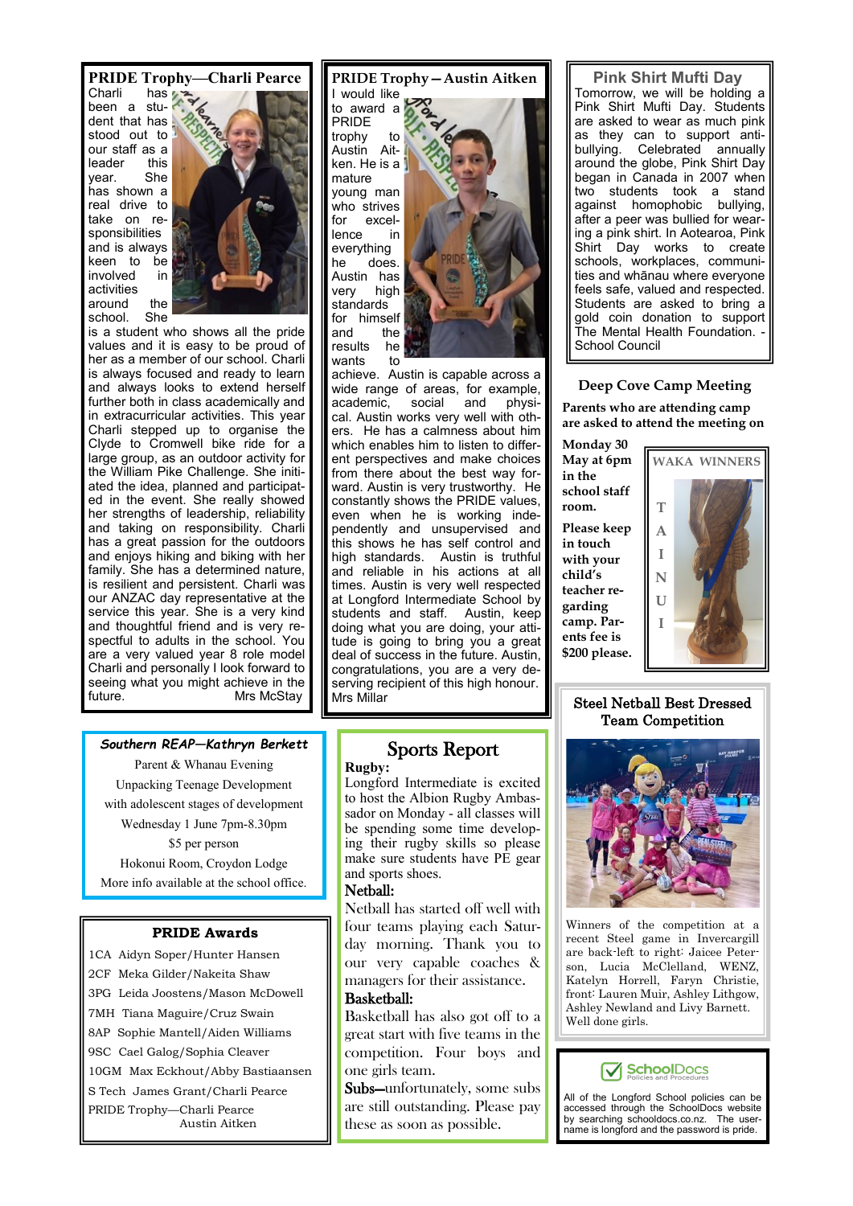## PRIDE Trophy—Charli Pearce

Charli has been a student that has stood out to our staff as a leader this year. She has shown a real drive to take on responsibilities and is always keen to be involved in activities around the school. She is a student who shows all the pride values and it is easy to be proud of her as a member of our school. Charli is always focused and ready to learn and always looks to extend herself further both in class academically and in extracurricular activities. This year Charli stepped up to organise the Clyde to Cromwell bike ride for a large group, as an outdoor activity for the William Pike Challenge. She initiated the idea, planned and participated in the event. She really showed her strengths of leadership, reliability and taking on responsibility. Charli has a great passion for the outdoors and enjoys hiking and biking with her family. She has a determined nature, is resilient and persistent. Charli was our ANZAC day representative at the service this year. She is a very kind and thoughtful friend and is very respectful to adults in the school. You are a very valued year 8 role model Charli and personally I look forward to seeing what you might achieve in the future. Mrs McStay

## PRIDE Trophy—Austin Aitken

I would like to award a PRIDE trophy to Austin Aitken. He is a mature young man who strives for excellence in everything he does. Austin has very high standards for himself and the results he wants to achieve. Austin is capable across a wide range of areas, for example, academic, social and physical. Austin works very well with others. He has a calmness about him which enables him to listen to different perspectives and make choices from there about the best way forward. Austin is very trustworthy. He constantly shows the PRIDE values, even when he is working independently and unsupervised and this shows he has self control and high standards. Austin is truthful and reliable in his actions at all times. Austin is very well respected at Longford Intermediate School by students and staff. Austin, keep doing what you are doing, your attitude is going to bring you a great deal of success in the future. Austin, congratulations, you are a very deserving recipient of this high honour. Mrs Millar

## Pink Shirt Mufti Day

Tomorrow, we will be holding a Pink Shirt Mufti Day. Students are asked to wear as much pink as they can to support anti-bullying. Celebrated annually around the globe, Pink Shirt Day began in Canada in 2007 when two students took a stand against homophobic bullying, after a peer was bullied for wearing a pink shirt. In Aotearoa, Pink Shirt Day works to create schools, workplaces, communities and whānau where everyone feels safe, valued and respected. Students are asked to bring a gold coin donation to support The Mental Health Foundation. - School Council

## Deep Cove Camp Meeting

**Parents who are attending camp are asked to attend the meeting on Monday 30 May at 6pm in the school staff room.**

**Please keep in touch with your child's teacher regarding camp. Parents fee is $200 please.**

**WAKA WINNERS**

**TIAINUI**

## *Southern REAP—Kathryn Berkett*

Parent & Whanau Evening

Unpacking Teenage Development

with adolescent stages of development

Wednesday 1 June 7pm-8.30pm

$5 per person

Hokonui Room, Croydon Lodge

More info available at the school office.

## Sports Report

**Rugby:**
Longford Intermediate is excited to host the Albion Rugby Ambassador on Monday - all classes will be spending some time developing their rugby skills so please make sure students have PE gear and sports shoes.

**Netball:**
Netball has started off well with four teams playing each Saturday morning. Thank you to our very capable coaches & managers for their assistance.

**Basketball:**
Basketball has also got off to a great start with five teams in the competition. Four boys and one girls team.

**Subs—**unfortunately, some subs are still outstanding. Please pay these as soon as possible.

## Steel Netball Best Dressed Team Competition

Winners of the competition at a recent Steel game in Invercargill are back-left to right: Jaicee Peterson, Lucia McClelland, WENZ, Katelyn Horrell, Faryn Christie, front: Lauren Muir, Ashley Lithgow, Ashley Newland and Livy Barnett. Well done girls.

## PRIDE Awards

1CA Aidyn Soper/Hunter Hansen

2CF Meka Gilder/Nakeita Shaw

3PG Leida Joostens/Mason McDowell

7MH Tiana Maguire/Cruz Swain

8AP Sophie Mantell/Aiden Williams

9SC Cael Galog/Sophia Cleaver

10GM Max Eckhout/Abby Bastiaansen

S Tech James Grant/Charli Pearce

PRIDE Trophy—Charli Pearce
Austin Aitken

**SchoolDocs** Policies and Procedures

All of the Longford School policies can be accessed through the SchoolDocs website by searching schooldocs.co.nz. The username is longford and the password is pride.